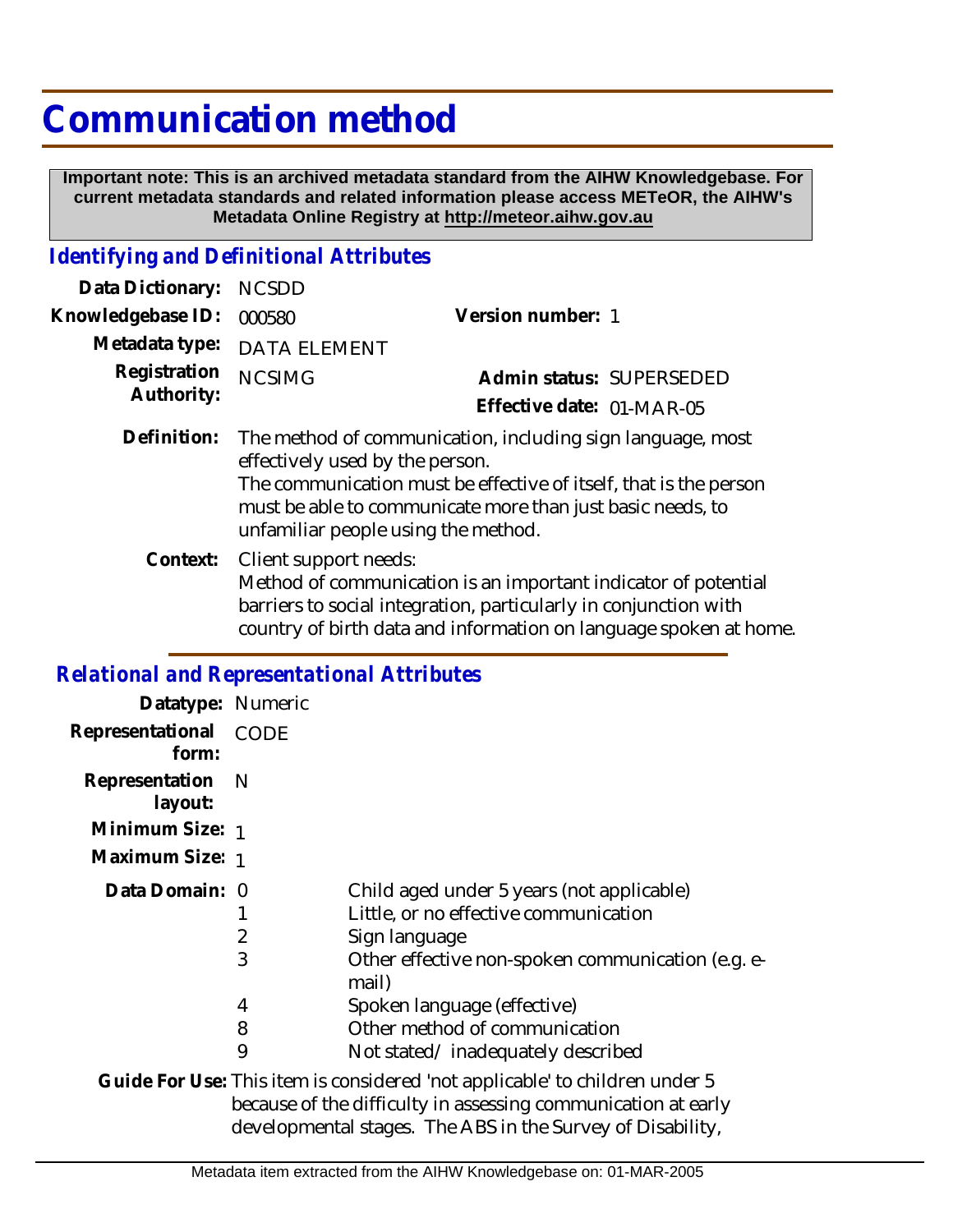# Communication method

**Important note: This is an archived metadata standard from the AIHW Knowledgebase. For current metadata standards and related information please access METeOR, the AIHW's Metadata Online Registry at http://meteor.aihw.gov.au**

## Identifying and Definitional Attributes

**Data Dictionary:** NCSDD

**Knowledgebase ID:** 000580 **Version number:** 1

**Metadata type:** DATA ELEMENT

**Registration Authority:** NCSIMG **Admin status:** SUPERSEDED

**Effective date:** 01-MAR-05

**Definition:** The method of communication, including sign language, most effectively used by the person.
The communication must be effective of itself, that is the person must be able to communicate more than just basic needs, to unfamiliar people using the method.

**Context:** Client support needs:
Method of communication is an important indicator of potential barriers to social integration, particularly in conjunction with country of birth data and information on language spoken at home.

## Relational and Representational Attributes

**Datatype:** Numeric

**Representational form:** CODE

**Representation layout:** N

**Minimum Size:** 1

**Maximum Size:** 1

**Data Domain:**

| Code | Description |
|---|---|
| 0 | Child aged under 5 years (not applicable) |
| 1 | Little, or no effective communication |
| 2 | Sign language |
| 3 | Other effective non-spoken communication (e.g. e-mail) |
| 4 | Spoken language (effective) |
| 8 | Other method of communication |
| 9 | Not stated/ inadequately described |

**Guide For Use:** This item is considered 'not applicable' to children under 5 because of the difficulty in assessing communication at early developmental stages. The ABS in the Survey of Disability,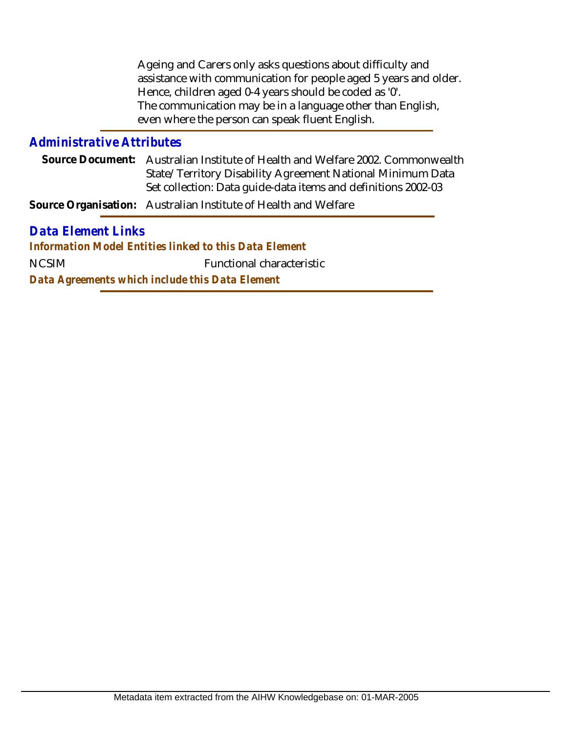Ageing and Carers only asks questions about difficulty and assistance with communication for people aged 5 years and older. Hence, children aged 0-4 years should be coded as '0'.
The communication may be in a language other than English, even where the person can speak fluent English.

## Administrative Attributes

**Source Document:** Australian Institute of Health and Welfare 2002. Commonwealth State/Territory Disability Agreement National Minimum Data Set collection: Data guide-data items and definitions 2002-03

**Source Organisation:** Australian Institute of Health and Welfare

## Data Element Links

### *Information Model Entities linked to this Data Element*

NCSIM Functional characteristic

### *Data Agreements which include this Data Element*

Metadata item extracted from the AIHW Knowledgebase on: 01-MAR-2005